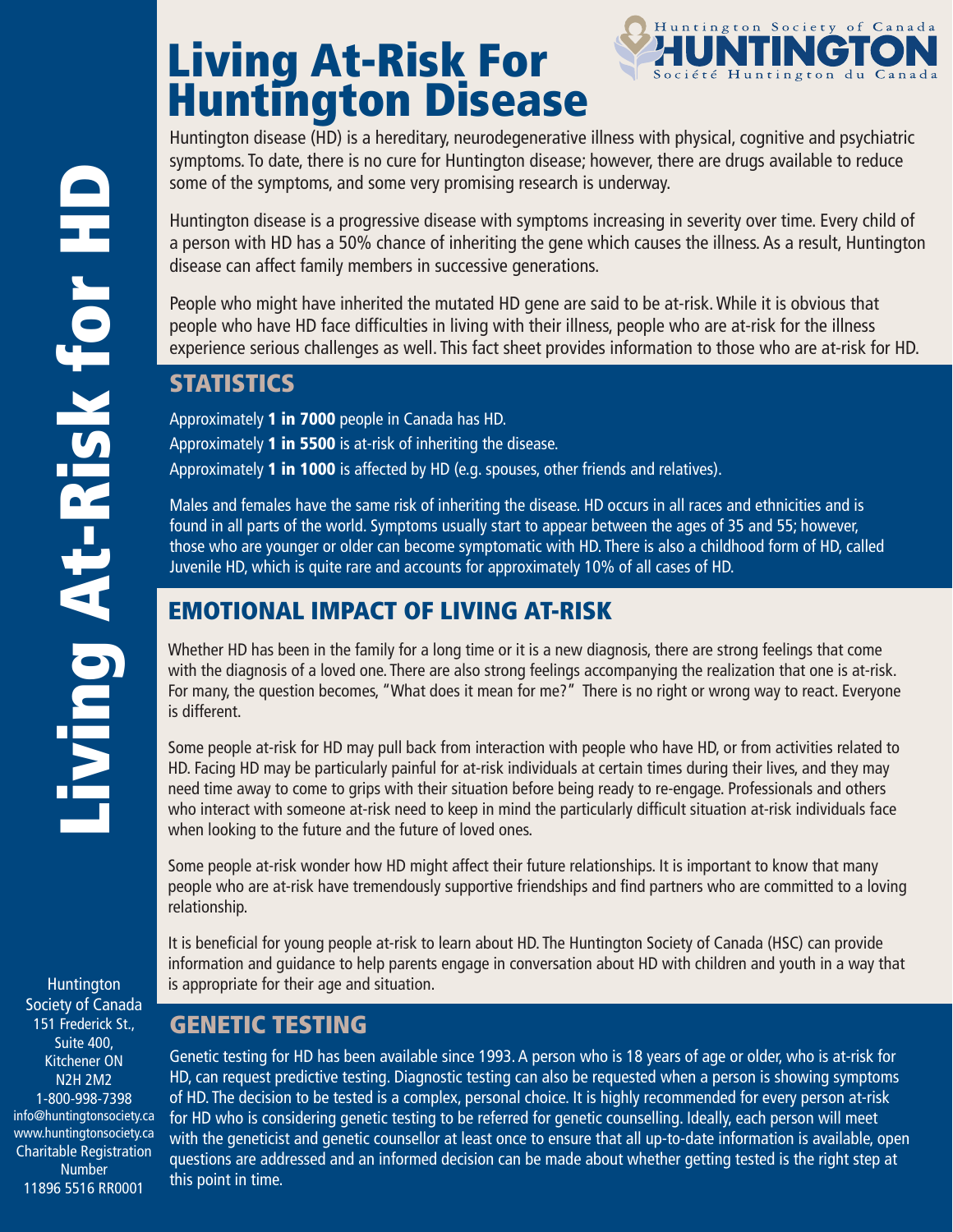# Living At-Risk For Huntington Disease

Huntington disease (HD) is a hereditary, neurodegenerative illness with physical, cognitive and psychiatric symptoms. To date, there is no cure for Huntington disease; however, there are drugs available to reduce some of the symptoms, and some very promising research is underway.

Huntington disease is a progressive disease with symptoms increasing in severity over time. Every child of a person with HD has a 50% chance of inheriting the gene which causes the illness. As a result, Huntington disease can affect family members in successive generations.

People who might have inherited the mutated HD gene are said to be at-risk. While it is obvious that people who have HD face difficulties in living with their illness, people who are at-risk for the illness experience serious challenges as well. This fact sheet provides information to those who are at-risk for HD.

## STATISTICS

Approximately **1 in 7000** people in Canada has HD.

Approximately **1 in 5500** is at-risk of inheriting the disease.

Approximately **1 in 1000** is affected by HD (e.g. spouses, other friends and relatives).

Males and females have the same risk of inheriting the disease. HD occurs in all races and ethnicities and is found in all parts of the world. Symptoms usually start to appear between the ages of 35 and 55; however, those who are younger or older can become symptomatic with HD. There is also a childhood form of HD, called Juvenile HD, which is quite rare and accounts for approximately 10% of all cases of HD.

## EMOTIONAL IMPACT OF LIVING AT-RISK

Whether HD has been in the family for a long time or it is a new diagnosis, there are strong feelings that come with the diagnosis of a loved one. There are also strong feelings accompanying the realization that one is at-risk. For many, the question becomes, "What does it mean for me?" There is no right or wrong way to react. Everyone is different.

Some people at-risk for HD may pull back from interaction with people who have HD, or from activities related to HD. Facing HD may be particularly painful for at-risk individuals at certain times during their lives, and they may need time away to come to grips with their situation before being ready to re-engage. Professionals and others who interact with someone at-risk need to keep in mind the particularly difficult situation at-risk individuals face when looking to the future and the future of loved ones.

Some people at-risk wonder how HD might affect their future relationships. It is important to know that many people who are at-risk have tremendously supportive friendships and find partners who are committed to a loving relationship.

It is beneficial for young people at-risk to learn about HD. The Huntington Society of Canada (HSC) can provide information and guidance to help parents engage in conversation about HD with children and youth in a way that is appropriate for their age and situation.

## GENETIC TESTING

Genetic testing for HD has been available since 1993. A person who is 18 years of age or older, who is at-risk for HD, can request predictive testing. Diagnostic testing can also be requested when a person is showing symptoms of HD. The decision to be tested is a complex, personal choice. It is highly recommended for every person at-risk for HD who is considering genetic testing to be referred for genetic counselling. Ideally, each person will meet with the geneticist and genetic counsellor at least once to ensure that all up-to-date information is available, open questions are addressed and an informed decision can be made about whether getting tested is the right step at this point in time.

Huntington Society of Canada
151 Frederick St., Suite 400,
Kitchener ON
N2H 2M2
1-800-998-7398
info@huntingtonsociety.ca
www.huntingtonsociety.ca
Charitable Registration Number
11896 5516 RR0001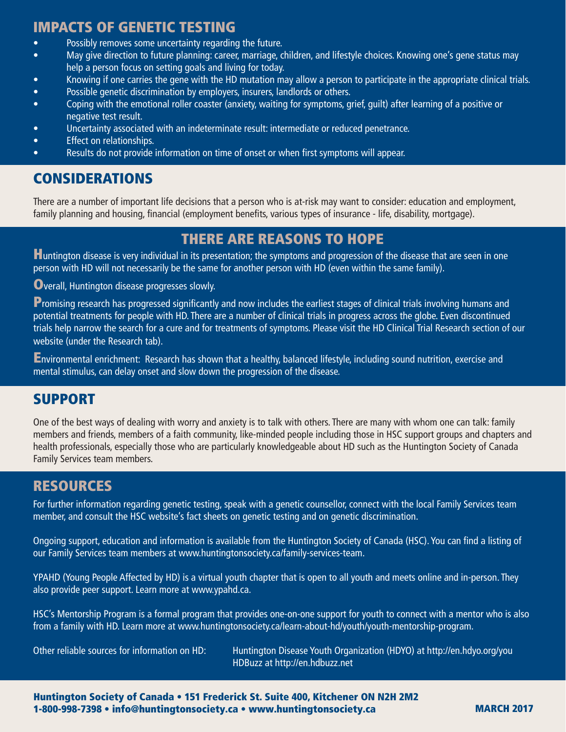## IMPACTS OF GENETIC TESTING

- Possibly removes some uncertainty regarding the future.
- May give direction to future planning: career, marriage, children, and lifestyle choices. Knowing one's gene status may help a person focus on setting goals and living for today.
- Knowing if one carries the gene with the HD mutation may allow a person to participate in the appropriate clinical trials.
- Possible genetic discrimination by employers, insurers, landlords or others.
- Coping with the emotional roller coaster (anxiety, waiting for symptoms, grief, guilt) after learning of a positive or negative test result.
- Uncertainty associated with an indeterminate result: intermediate or reduced penetrance.
- Effect on relationships.
- Results do not provide information on time of onset or when first symptoms will appear.

## CONSIDERATIONS

There are a number of important life decisions that a person who is at-risk may want to consider: education and employment, family planning and housing, financial (employment benefits, various types of insurance - life, disability, mortgage).

## THERE ARE REASONS TO HOPE

**H**untington disease is very individual in its presentation; the symptoms and progression of the disease that are seen in one person with HD will not necessarily be the same for another person with HD (even within the same family).

**O**verall, Huntington disease progresses slowly.

**P**romising research has progressed significantly and now includes the earliest stages of clinical trials involving humans and potential treatments for people with HD. There are a number of clinical trials in progress across the globe. Even discontinued trials help narrow the search for a cure and for treatments of symptoms. Please visit the HD Clinical Trial Research section of our website (under the Research tab).

**E**nvironmental enrichment: Research has shown that a healthy, balanced lifestyle, including sound nutrition, exercise and mental stimulus, can delay onset and slow down the progression of the disease.

## SUPPORT

One of the best ways of dealing with worry and anxiety is to talk with others. There are many with whom one can talk: family members and friends, members of a faith community, like-minded people including those in HSC support groups and chapters and health professionals, especially those who are particularly knowledgeable about HD such as the Huntington Society of Canada Family Services team members.

## RESOURCES

For further information regarding genetic testing, speak with a genetic counsellor, connect with the local Family Services team member, and consult the HSC website's fact sheets on genetic testing and on genetic discrimination.

Ongoing support, education and information is available from the Huntington Society of Canada (HSC). You can find a listing of our Family Services team members at www.huntingtonsociety.ca/family-services-team.

YPAHD (Young People Affected by HD) is a virtual youth chapter that is open to all youth and meets online and in-person. They also provide peer support. Learn more at www.ypahd.ca.

HSC's Mentorship Program is a formal program that provides one-on-one support for youth to connect with a mentor who is also from a family with HD. Learn more at www.huntingtonsociety.ca/learn-about-hd/youth/youth-mentorship-program.

Other reliable sources for information on HD: Huntington Disease Youth Organization (HDYO) at http://en.hdyo.org/you
HDBuzz at http://en.hdbuzz.net

**Huntington Society of Canada • 151 Frederick St. Suite 400, Kitchener ON N2H 2M2**
**1-800-998-7398 • info@huntingtonsociety.ca • www.huntingtonsociety.ca**

**MARCH 2017**